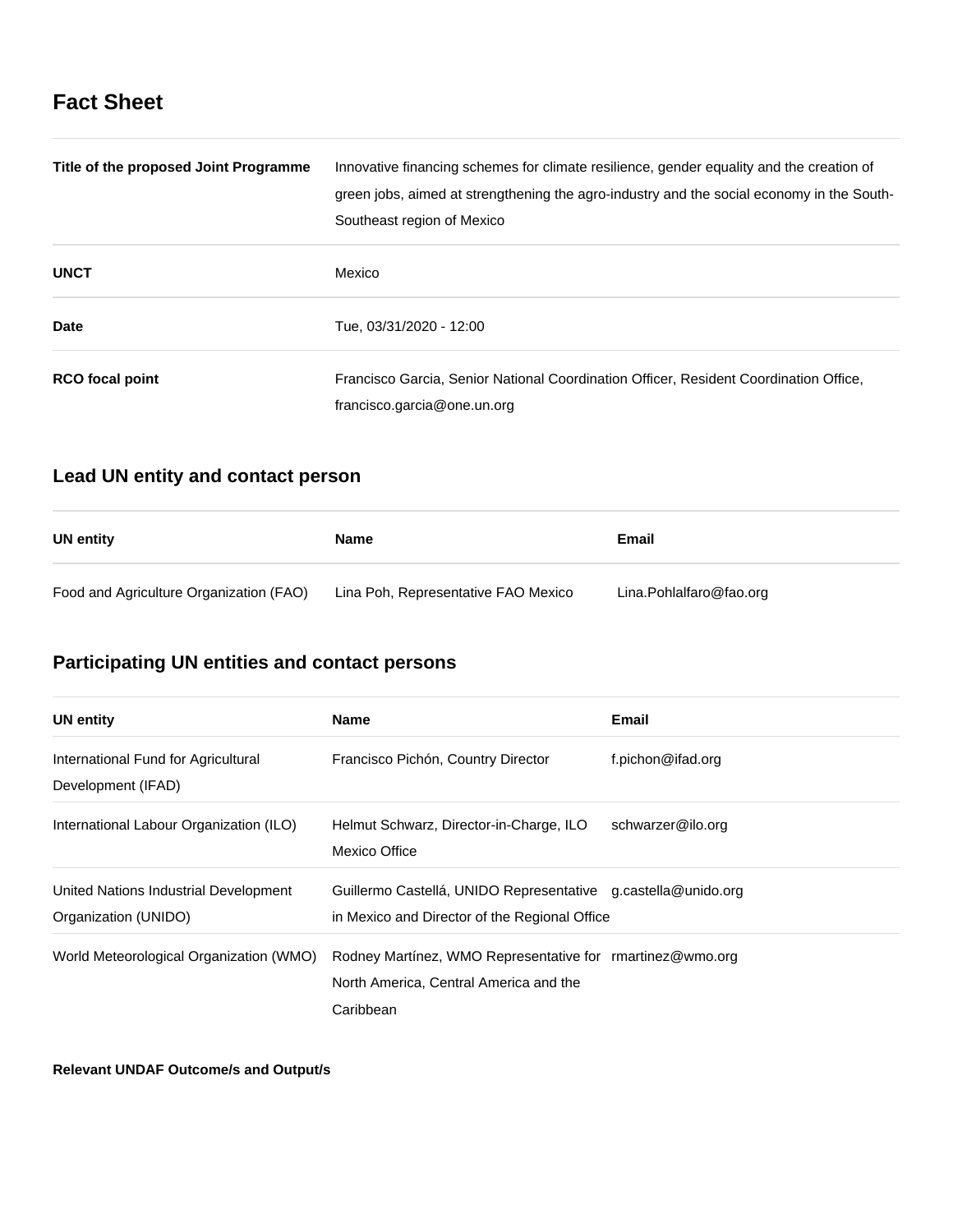# Fact Sheet

| | |
|---|---|
| **Title of the proposed Joint Programme** | Innovative financing schemes for climate resilience, gender equality and the creation of green jobs, aimed at strengthening the agro-industry and the social economy in the South-Southeast region of Mexico |
| **UNCT** | Mexico |
| **Date** | Tue, 03/31/2020 - 12:00 |
| **RCO focal point** | Francisco Garcia, Senior National Coordination Officer, Resident Coordination Office, francisco.garcia@one.un.org |

## Lead UN entity and contact person

| UN entity | Name | Email |
|---|---|---|
| Food and Agriculture Organization (FAO) | Lina Poh, Representative FAO Mexico | Lina.Pohlalfaro@fao.org |

## Participating UN entities and contact persons

| UN entity | Name | Email |
|---|---|---|
| International Fund for Agricultural Development (IFAD) | Francisco Pichón, Country Director | f.pichon@ifad.org |
| International Labour Organization (ILO) | Helmut Schwarz, Director-in-Charge, ILO Mexico Office | schwarzer@ilo.org |
| United Nations Industrial Development Organization (UNIDO) | Guillermo Castellá, UNIDO Representative in Mexico and Director of the Regional Office | g.castella@unido.org |
| World Meteorological Organization (WMO) | Rodney Martínez, WMO Representative for North America, Central America and the Caribbean | rmartinez@wmo.org |

**Relevant UNDAF Outcome/s and Output/s**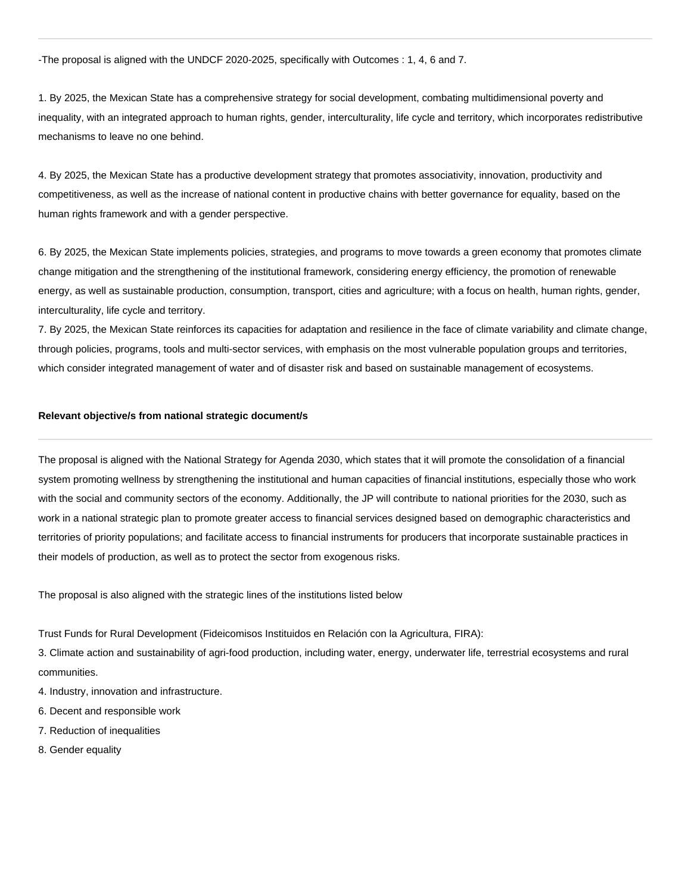-The proposal is aligned with the UNDCF 2020-2025, specifically with Outcomes : 1, 4, 6 and 7.

1. By 2025, the Mexican State has a comprehensive strategy for social development, combating multidimensional poverty and inequality, with an integrated approach to human rights, gender, interculturality, life cycle and territory, which incorporates redistributive mechanisms to leave no one behind.

4. By 2025, the Mexican State has a productive development strategy that promotes associativity, innovation, productivity and competitiveness, as well as the increase of national content in productive chains with better governance for equality, based on the human rights framework and with a gender perspective.

6. By 2025, the Mexican State implements policies, strategies, and programs to move towards a green economy that promotes climate change mitigation and the strengthening of the institutional framework, considering energy efficiency, the promotion of renewable energy, as well as sustainable production, consumption, transport, cities and agriculture; with a focus on health, human rights, gender, interculturality, life cycle and territory.
7. By 2025, the Mexican State reinforces its capacities for adaptation and resilience in the face of climate variability and climate change, through policies, programs, tools and multi-sector services, with emphasis on the most vulnerable population groups and territories, which consider integrated management of water and of disaster risk and based on sustainable management of ecosystems.

**Relevant objective/s from national strategic document/s**

The proposal is aligned with the National Strategy for Agenda 2030, which states that it will promote the consolidation of a financial system promoting wellness by strengthening the institutional and human capacities of financial institutions, especially those who work with the social and community sectors of the economy. Additionally, the JP will contribute to national priorities for the 2030, such as work in a national strategic plan to promote greater access to financial services designed based on demographic characteristics and territories of priority populations; and facilitate access to financial instruments for producers that incorporate sustainable practices in their models of production, as well as to protect the sector from exogenous risks.

The proposal is also aligned with the strategic lines of the institutions listed below

Trust Funds for Rural Development (Fideicomisos Instituidos en Relación con la Agricultura, FIRA):
3. Climate action and sustainability of agri-food production, including water, energy, underwater life, terrestrial ecosystems and rural communities.
4. Industry, innovation and infrastructure.
6. Decent and responsible work
7. Reduction of inequalities
8. Gender equality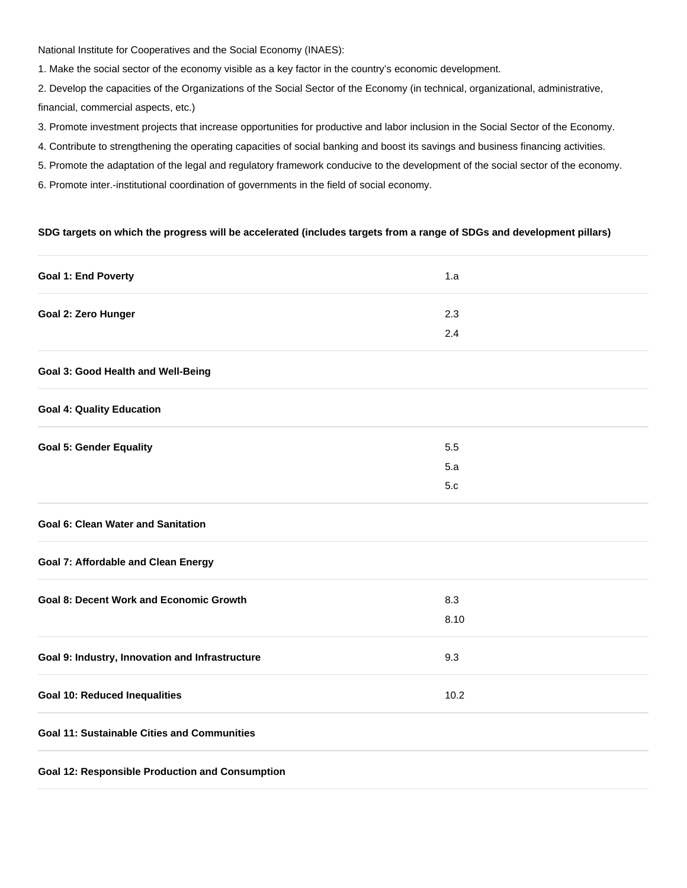National Institute for Cooperatives and the Social Economy (INAES):

1. Make the social sector of the economy visible as a key factor in the country's economic development.
2. Develop the capacities of the Organizations of the Social Sector of the Economy (in technical, organizational, administrative, financial, commercial aspects, etc.)
3. Promote investment projects that increase opportunities for productive and labor inclusion in the Social Sector of the Economy.
4. Contribute to strengthening the operating capacities of social banking and boost its savings and business financing activities.
5. Promote the adaptation of the legal and regulatory framework conducive to the development of the social sector of the economy.
6. Promote inter.-institutional coordination of governments in the field of social economy.

**SDG targets on which the progress will be accelerated (includes targets from a range of SDGs and development pillars)**

| | |
|---|---|
| **Goal 1: End Poverty** | 1.a |
| **Goal 2: Zero Hunger** | 2.3<br>2.4 |
| **Goal 3: Good Health and Well-Being** | |
| **Goal 4: Quality Education** | |
| **Goal 5: Gender Equality** | 5.5<br>5.a<br>5.c |
| **Goal 6: Clean Water and Sanitation** | |
| **Goal 7: Affordable and Clean Energy** | |
| **Goal 8: Decent Work and Economic Growth** | 8.3<br>8.10 |
| **Goal 9: Industry, Innovation and Infrastructure** | 9.3 |
| **Goal 10: Reduced Inequalities** | 10.2 |
| **Goal 11: Sustainable Cities and Communities** | |
| **Goal 12: Responsible Production and Consumption** | |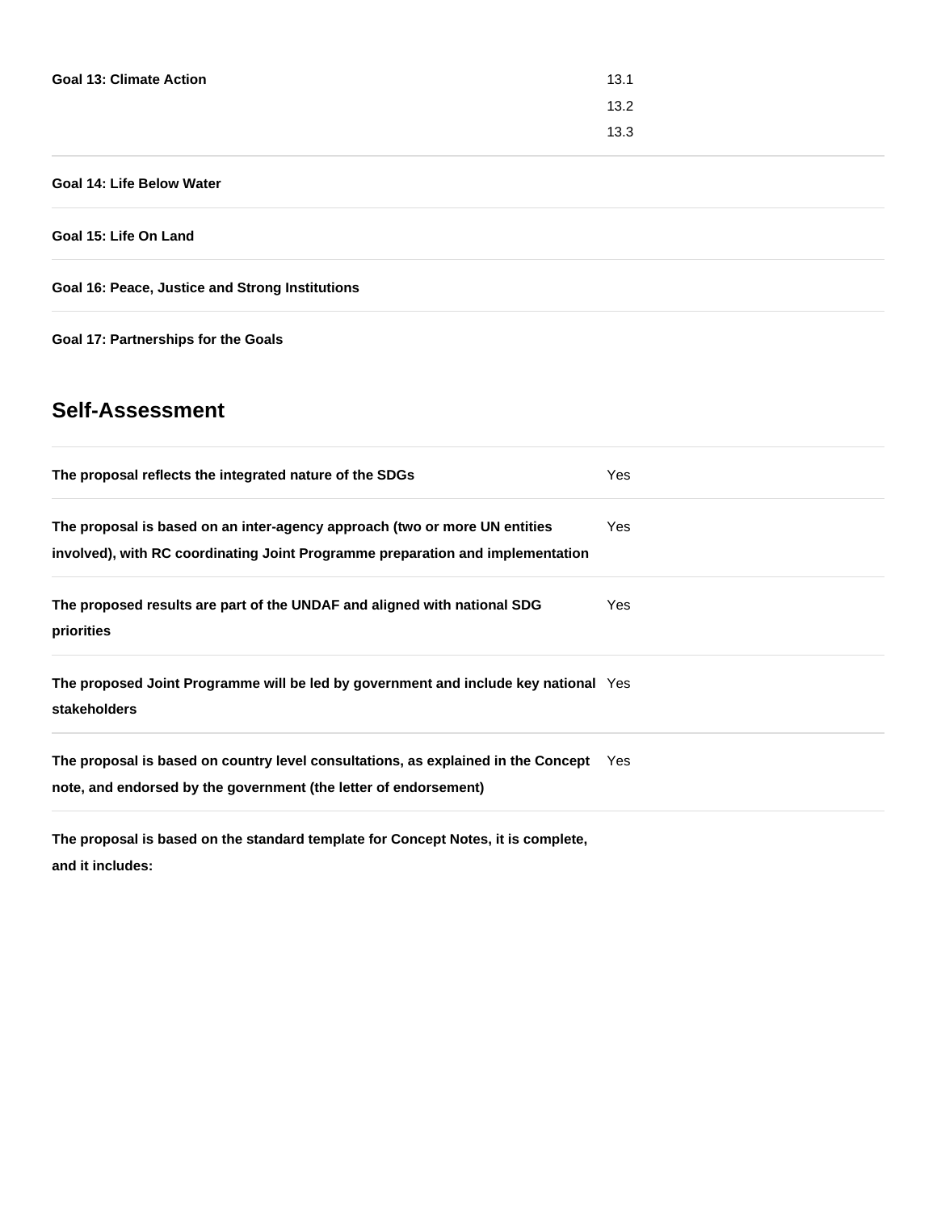| | |
|---|---|
| **Goal 13: Climate Action** | 13.1<br>13.2<br>13.3 |
| **Goal 14: Life Below Water** | |
| **Goal 15: Life On Land** | |
| **Goal 16: Peace, Justice and Strong Institutions** | |
| **Goal 17: Partnerships for the Goals** | |

## Self-Assessment

| | |
|---|---|
| **The proposal reflects the integrated nature of the SDGs** | Yes |
| **The proposal is based on an inter-agency approach (two or more UN entities involved), with RC coordinating Joint Programme preparation and implementation** | Yes |
| **The proposed results are part of the UNDAF and aligned with national SDG priorities** | Yes |
| **The proposed Joint Programme will be led by government and include key national stakeholders** | Yes |
| **The proposal is based on country level consultations, as explained in the Concept note, and endorsed by the government (the letter of endorsement)** | Yes |
| **The proposal is based on the standard template for Concept Notes, it is complete, and it includes:** | |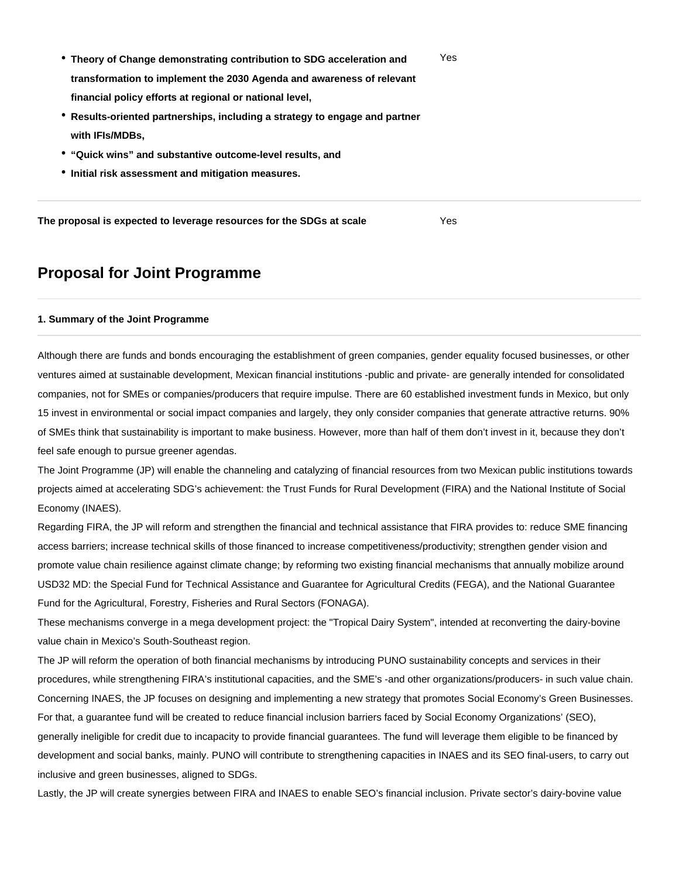| | |
|---|---|
| - **Theory of Change demonstrating contribution to SDG acceleration and transformation to implement the 2030 Agenda and awareness of relevant financial policy efforts at regional or national level,**<br>- **Results-oriented partnerships, including a strategy to engage and partner with IFIs/MDBs,**<br>- **“Quick wins” and substantive outcome-level results, and**<br>- **Initial risk assessment and mitigation measures.** | Yes |
| **The proposal is expected to leverage resources for the SDGs at scale** | Yes |

## Proposal for Joint Programme

#### 1. Summary of the Joint Programme

Although there are funds and bonds encouraging the establishment of green companies, gender equality focused businesses, or other ventures aimed at sustainable development, Mexican financial institutions -public and private- are generally intended for consolidated companies, not for SMEs or companies/producers that require impulse. There are 60 established investment funds in Mexico, but only 15 invest in environmental or social impact companies and largely, they only consider companies that generate attractive returns. 90% of SMEs think that sustainability is important to make business. However, more than half of them don’t invest in it, because they don’t feel safe enough to pursue greener agendas.

The Joint Programme (JP) will enable the channeling and catalyzing of financial resources from two Mexican public institutions towards projects aimed at accelerating SDG’s achievement: the Trust Funds for Rural Development (FIRA) and the National Institute of Social Economy (INAES).

Regarding FIRA, the JP will reform and strengthen the financial and technical assistance that FIRA provides to: reduce SME financing access barriers; increase technical skills of those financed to increase competitiveness/productivity; strengthen gender vision and promote value chain resilience against climate change; by reforming two existing financial mechanisms that annually mobilize around USD32 MD: the Special Fund for Technical Assistance and Guarantee for Agricultural Credits (FEGA), and the National Guarantee Fund for the Agricultural, Forestry, Fisheries and Rural Sectors (FONAGA).

These mechanisms converge in a mega development project: the "Tropical Dairy System", intended at reconverting the dairy-bovine value chain in Mexico’s South-Southeast region.

The JP will reform the operation of both financial mechanisms by introducing PUNO sustainability concepts and services in their procedures, while strengthening FIRA’s institutional capacities, and the SME’s -and other organizations/producers- in such value chain.

Concerning INAES, the JP focuses on designing and implementing a new strategy that promotes Social Economy’s Green Businesses. For that, a guarantee fund will be created to reduce financial inclusion barriers faced by Social Economy Organizations’ (SEO), generally ineligible for credit due to incapacity to provide financial guarantees. The fund will leverage them eligible to be financed by development and social banks, mainly. PUNO will contribute to strengthening capacities in INAES and its SEO final-users, to carry out inclusive and green businesses, aligned to SDGs.

Lastly, the JP will create synergies between FIRA and INAES to enable SEO’s financial inclusion. Private sector’s dairy-bovine value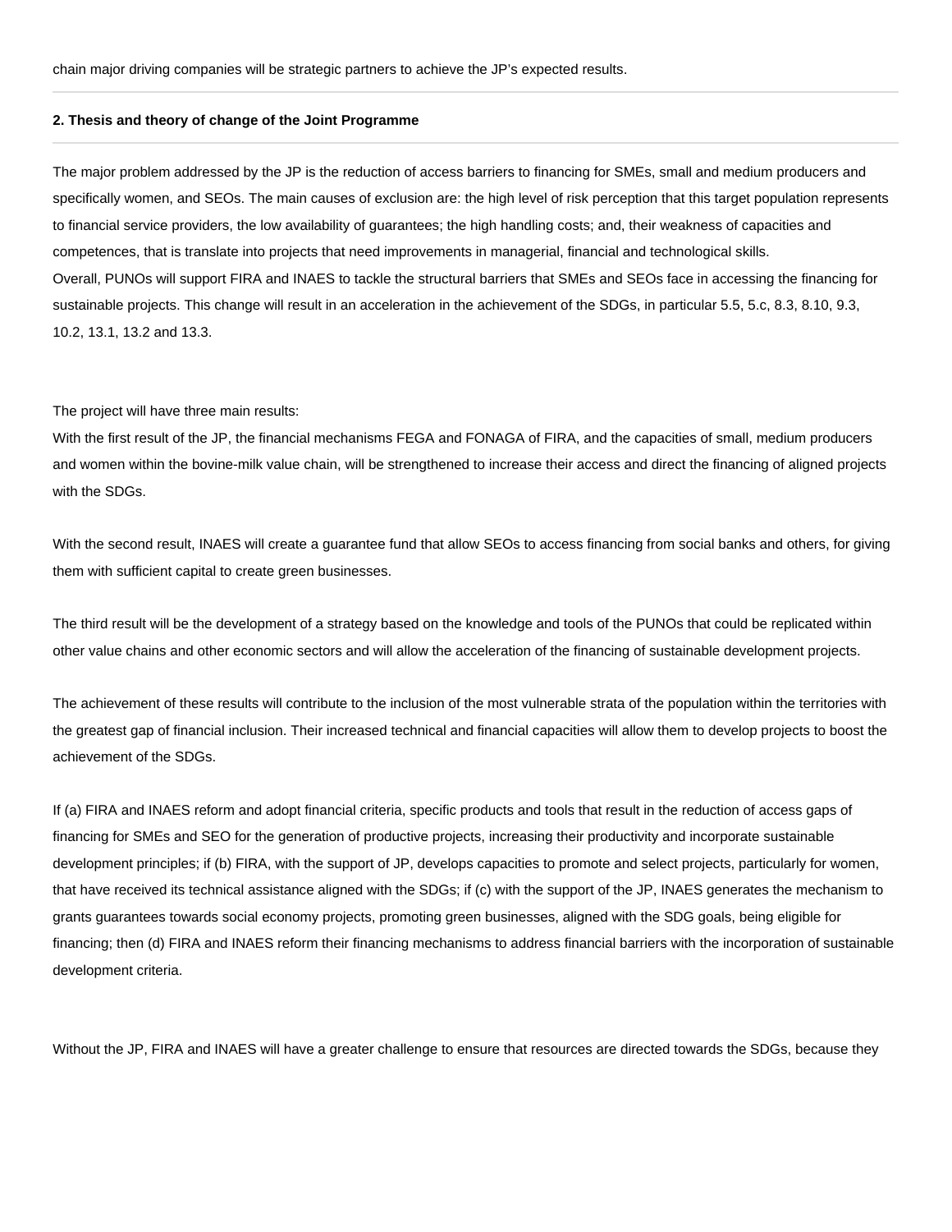chain major driving companies will be strategic partners to achieve the JP's expected results.

**2. Thesis and theory of change of the Joint Programme**

The major problem addressed by the JP is the reduction of access barriers to financing for SMEs, small and medium producers and specifically women, and SEOs. The main causes of exclusion are: the high level of risk perception that this target population represents to financial service providers, the low availability of guarantees; the high handling costs; and, their weakness of capacities and competences, that is translate into projects that need improvements in managerial, financial and technological skills.
Overall, PUNOs will support FIRA and INAES to tackle the structural barriers that SMEs and SEOs face in accessing the financing for sustainable projects. This change will result in an acceleration in the achievement of the SDGs, in particular 5.5, 5.c, 8.3, 8.10, 9.3, 10.2, 13.1, 13.2 and 13.3.

The project will have three main results:
With the first result of the JP, the financial mechanisms FEGA and FONAGA of FIRA, and the capacities of small, medium producers and women within the bovine-milk value chain, will be strengthened to increase their access and direct the financing of aligned projects with the SDGs.

With the second result, INAES will create a guarantee fund that allow SEOs to access financing from social banks and others, for giving them with sufficient capital to create green businesses.

The third result will be the development of a strategy based on the knowledge and tools of the PUNOs that could be replicated within other value chains and other economic sectors and will allow the acceleration of the financing of sustainable development projects.

The achievement of these results will contribute to the inclusion of the most vulnerable strata of the population within the territories with the greatest gap of financial inclusion. Their increased technical and financial capacities will allow them to develop projects to boost the achievement of the SDGs.

If (a) FIRA and INAES reform and adopt financial criteria, specific products and tools that result in the reduction of access gaps of financing for SMEs and SEO for the generation of productive projects, increasing their productivity and incorporate sustainable development principles; if (b) FIRA, with the support of JP, develops capacities to promote and select projects, particularly for women, that have received its technical assistance aligned with the SDGs; if (c) with the support of the JP, INAES generates the mechanism to grants guarantees towards social economy projects, promoting green businesses, aligned with the SDG goals, being eligible for financing; then (d) FIRA and INAES reform their financing mechanisms to address financial barriers with the incorporation of sustainable development criteria.

Without the JP, FIRA and INAES will have a greater challenge to ensure that resources are directed towards the SDGs, because they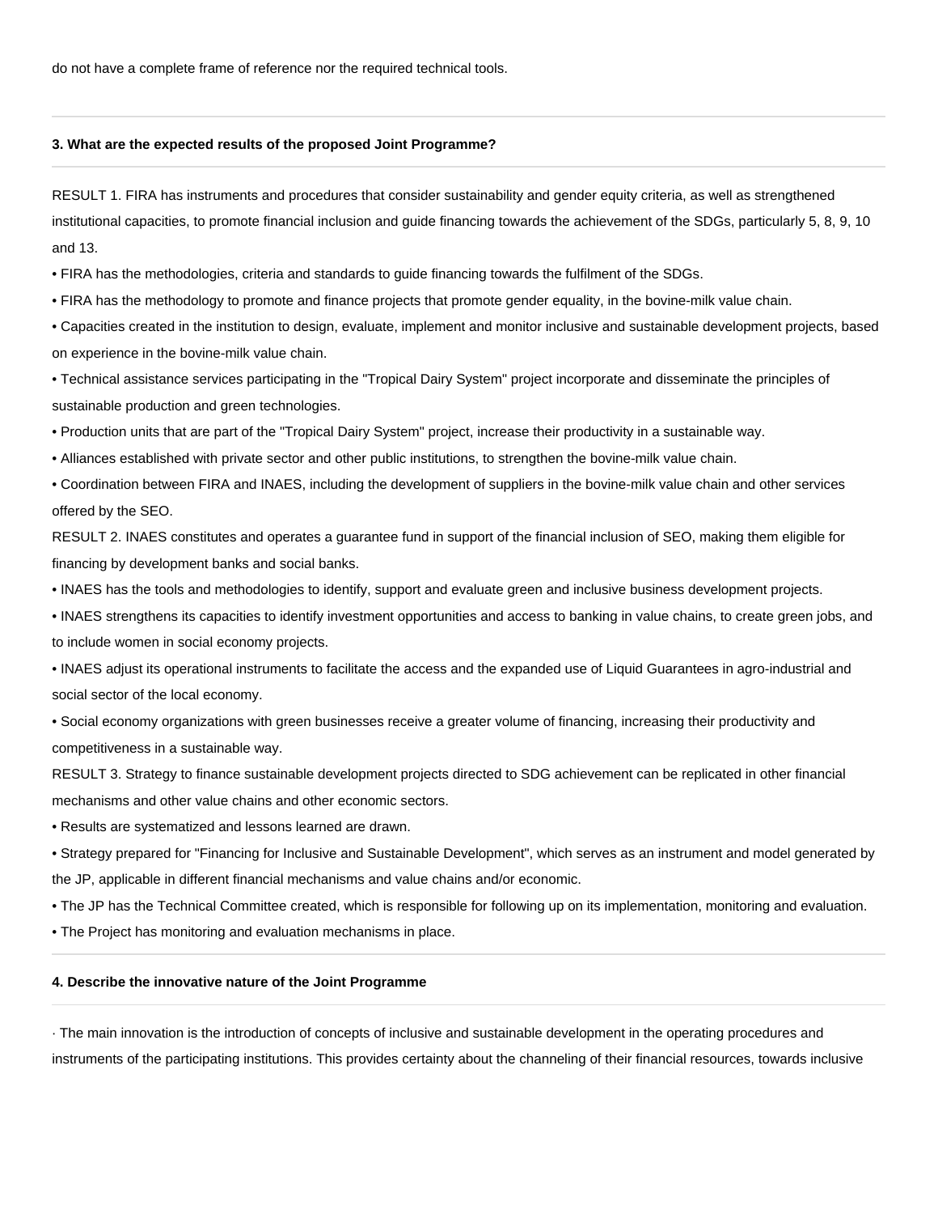do not have a complete frame of reference nor the required technical tools.

**3. What are the expected results of the proposed Joint Programme?**

RESULT 1. FIRA has instruments and procedures that consider sustainability and gender equity criteria, as well as strengthened institutional capacities, to promote financial inclusion and guide financing towards the achievement of the SDGs, particularly 5, 8, 9, 10 and 13.

- FIRA has the methodologies, criteria and standards to guide financing towards the fulfilment of the SDGs.
- FIRA has the methodology to promote and finance projects that promote gender equality, in the bovine-milk value chain.
- Capacities created in the institution to design, evaluate, implement and monitor inclusive and sustainable development projects, based on experience in the bovine-milk value chain.
- Technical assistance services participating in the "Tropical Dairy System" project incorporate and disseminate the principles of sustainable production and green technologies.
- Production units that are part of the "Tropical Dairy System" project, increase their productivity in a sustainable way.
- Alliances established with private sector and other public institutions, to strengthen the bovine-milk value chain.
- Coordination between FIRA and INAES, including the development of suppliers in the bovine-milk value chain and other services offered by the SEO.

RESULT 2. INAES constitutes and operates a guarantee fund in support of the financial inclusion of SEO, making them eligible for financing by development banks and social banks.

- INAES has the tools and methodologies to identify, support and evaluate green and inclusive business development projects.
- INAES strengthens its capacities to identify investment opportunities and access to banking in value chains, to create green jobs, and to include women in social economy projects.
- INAES adjust its operational instruments to facilitate the access and the expanded use of Liquid Guarantees in agro-industrial and social sector of the local economy.
- Social economy organizations with green businesses receive a greater volume of financing, increasing their productivity and competitiveness in a sustainable way.

RESULT 3. Strategy to finance sustainable development projects directed to SDG achievement can be replicated in other financial mechanisms and other value chains and other economic sectors.

- Results are systematized and lessons learned are drawn.
- Strategy prepared for "Financing for Inclusive and Sustainable Development", which serves as an instrument and model generated by the JP, applicable in different financial mechanisms and value chains and/or economic.
- The JP has the Technical Committee created, which is responsible for following up on its implementation, monitoring and evaluation.
- The Project has monitoring and evaluation mechanisms in place.

**4. Describe the innovative nature of the Joint Programme**

· The main innovation is the introduction of concepts of inclusive and sustainable development in the operating procedures and instruments of the participating institutions. This provides certainty about the channeling of their financial resources, towards inclusive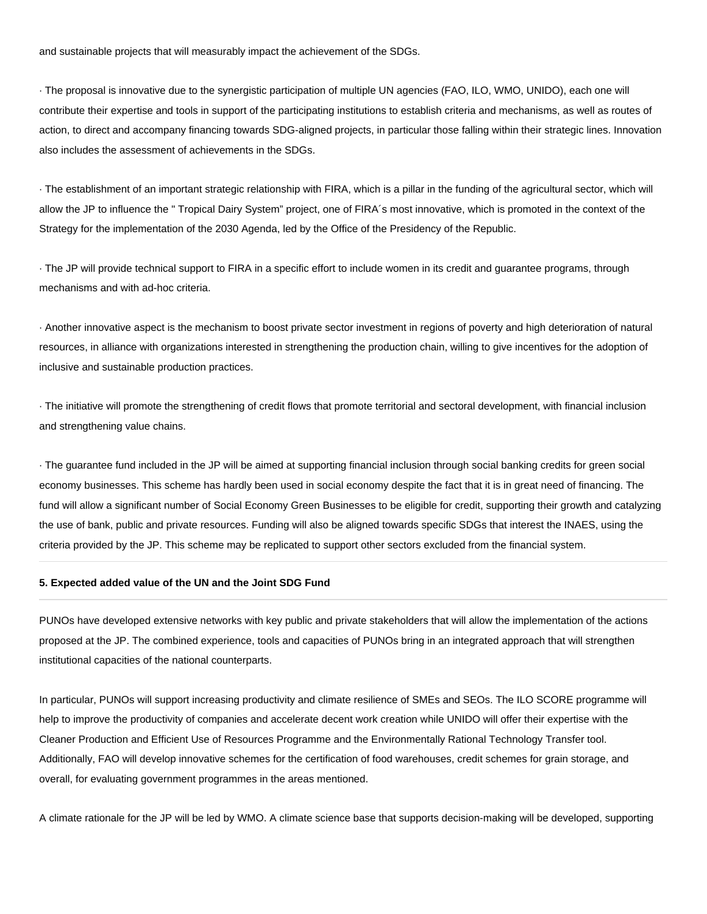and sustainable projects that will measurably impact the achievement of the SDGs.

· The proposal is innovative due to the synergistic participation of multiple UN agencies (FAO, ILO, WMO, UNIDO), each one will contribute their expertise and tools in support of the participating institutions to establish criteria and mechanisms, as well as routes of action, to direct and accompany financing towards SDG-aligned projects, in particular those falling within their strategic lines. Innovation also includes the assessment of achievements in the SDGs.

· The establishment of an important strategic relationship with FIRA, which is a pillar in the funding of the agricultural sector, which will allow the JP to influence the " Tropical Dairy System" project, one of FIRA´s most innovative, which is promoted in the context of the Strategy for the implementation of the 2030 Agenda, led by the Office of the Presidency of the Republic.

· The JP will provide technical support to FIRA in a specific effort to include women in its credit and guarantee programs, through mechanisms and with ad-hoc criteria.

· Another innovative aspect is the mechanism to boost private sector investment in regions of poverty and high deterioration of natural resources, in alliance with organizations interested in strengthening the production chain, willing to give incentives for the adoption of inclusive and sustainable production practices.

· The initiative will promote the strengthening of credit flows that promote territorial and sectoral development, with financial inclusion and strengthening value chains.

· The guarantee fund included in the JP will be aimed at supporting financial inclusion through social banking credits for green social economy businesses. This scheme has hardly been used in social economy despite the fact that it is in great need of financing. The fund will allow a significant number of Social Economy Green Businesses to be eligible for credit, supporting their growth and catalyzing the use of bank, public and private resources. Funding will also be aligned towards specific SDGs that interest the INAES, using the criteria provided by the JP. This scheme may be replicated to support other sectors excluded from the financial system.

**5. Expected added value of the UN and the Joint SDG Fund**

PUNOs have developed extensive networks with key public and private stakeholders that will allow the implementation of the actions proposed at the JP. The combined experience, tools and capacities of PUNOs bring in an integrated approach that will strengthen institutional capacities of the national counterparts.

In particular, PUNOs will support increasing productivity and climate resilience of SMEs and SEOs. The ILO SCORE programme will help to improve the productivity of companies and accelerate decent work creation while UNIDO will offer their expertise with the Cleaner Production and Efficient Use of Resources Programme and the Environmentally Rational Technology Transfer tool. Additionally, FAO will develop innovative schemes for the certification of food warehouses, credit schemes for grain storage, and overall, for evaluating government programmes in the areas mentioned.

A climate rationale for the JP will be led by WMO. A climate science base that supports decision-making will be developed, supporting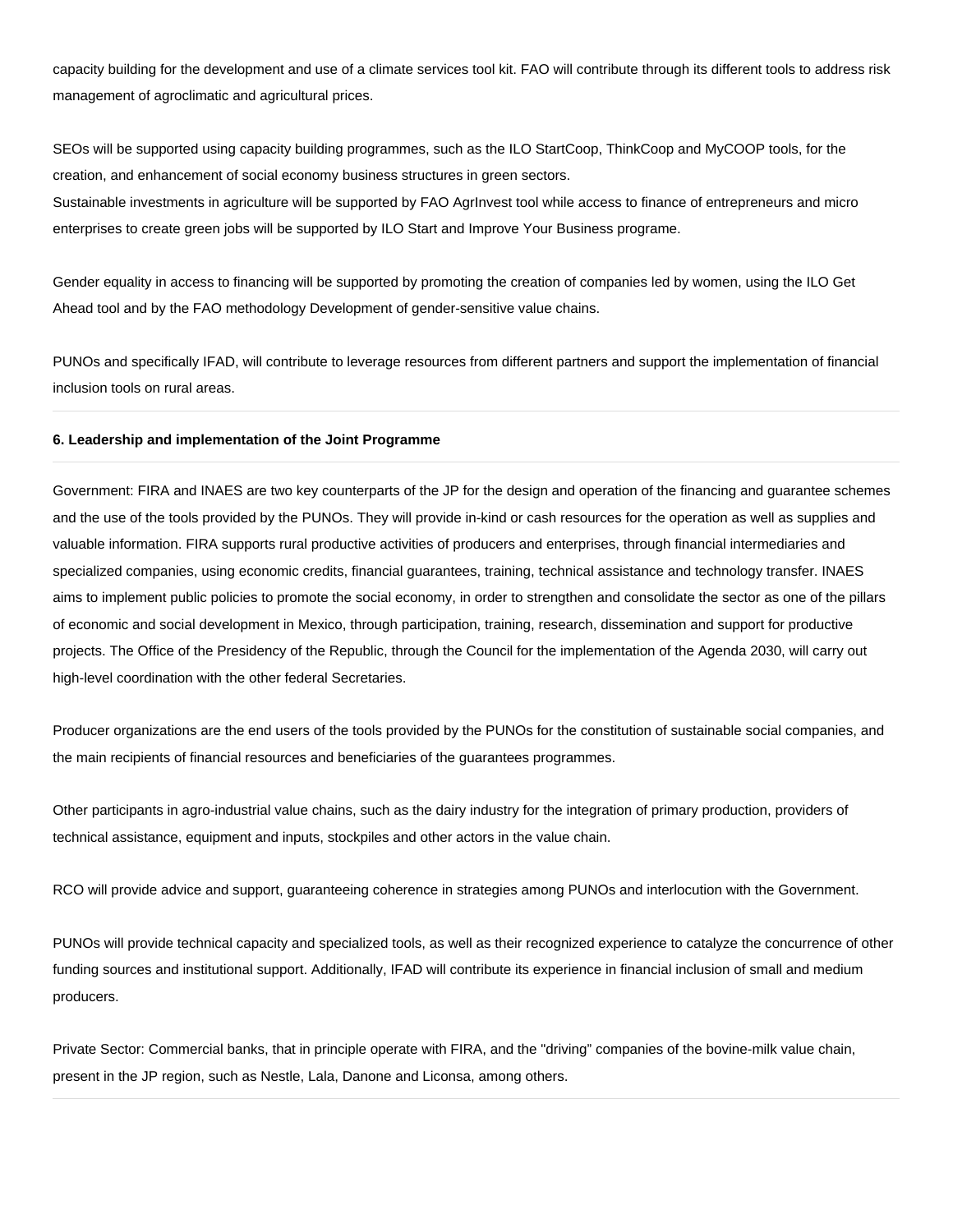capacity building for the development and use of a climate services tool kit. FAO will contribute through its different tools to address risk management of agroclimatic and agricultural prices.

SEOs will be supported using capacity building programmes, such as the ILO StartCoop, ThinkCoop and MyCOOP tools, for the creation, and enhancement of social economy business structures in green sectors.
Sustainable investments in agriculture will be supported by FAO AgrInvest tool while access to finance of entrepreneurs and micro enterprises to create green jobs will be supported by ILO Start and Improve Your Business programe.

Gender equality in access to financing will be supported by promoting the creation of companies led by women, using the ILO Get Ahead tool and by the FAO methodology Development of gender-sensitive value chains.

PUNOs and specifically IFAD, will contribute to leverage resources from different partners and support the implementation of financial inclusion tools on rural areas.

---

**6. Leadership and implementation of the Joint Programme**

---

Government: FIRA and INAES are two key counterparts of the JP for the design and operation of the financing and guarantee schemes and the use of the tools provided by the PUNOs. They will provide in-kind or cash resources for the operation as well as supplies and valuable information. FIRA supports rural productive activities of producers and enterprises, through financial intermediaries and specialized companies, using economic credits, financial guarantees, training, technical assistance and technology transfer. INAES aims to implement public policies to promote the social economy, in order to strengthen and consolidate the sector as one of the pillars of economic and social development in Mexico, through participation, training, research, dissemination and support for productive projects. The Office of the Presidency of the Republic, through the Council for the implementation of the Agenda 2030, will carry out high-level coordination with the other federal Secretaries.

Producer organizations are the end users of the tools provided by the PUNOs for the constitution of sustainable social companies, and the main recipients of financial resources and beneficiaries of the guarantees programmes.

Other participants in agro-industrial value chains, such as the dairy industry for the integration of primary production, providers of technical assistance, equipment and inputs, stockpiles and other actors in the value chain.

RCO will provide advice and support, guaranteeing coherence in strategies among PUNOs and interlocution with the Government.

PUNOs will provide technical capacity and specialized tools, as well as their recognized experience to catalyze the concurrence of other funding sources and institutional support. Additionally, IFAD will contribute its experience in financial inclusion of small and medium producers.

Private Sector: Commercial banks, that in principle operate with FIRA, and the "driving" companies of the bovine-milk value chain, present in the JP region, such as Nestle, Lala, Danone and Liconsa, among others.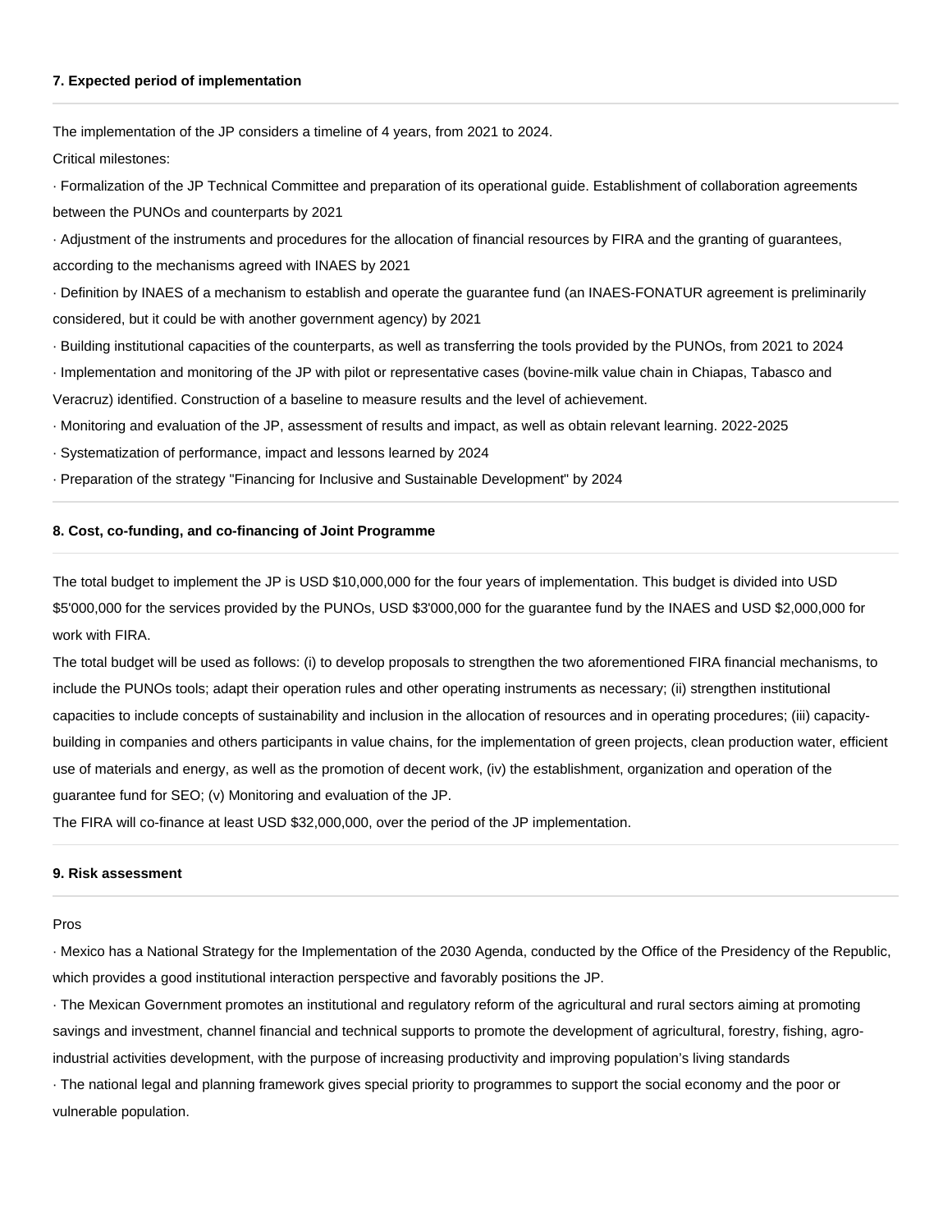**7. Expected period of implementation**

The implementation of the JP considers a timeline of 4 years, from 2021 to 2024.

Critical milestones:

· Formalization of the JP Technical Committee and preparation of its operational guide. Establishment of collaboration agreements between the PUNOs and counterparts by 2021

· Adjustment of the instruments and procedures for the allocation of financial resources by FIRA and the granting of guarantees, according to the mechanisms agreed with INAES by 2021

· Definition by INAES of a mechanism to establish and operate the guarantee fund (an INAES-FONATUR agreement is preliminarily considered, but it could be with another government agency) by 2021

· Building institutional capacities of the counterparts, as well as transferring the tools provided by the PUNOs, from 2021 to 2024

· Implementation and monitoring of the JP with pilot or representative cases (bovine-milk value chain in Chiapas, Tabasco and Veracruz) identified. Construction of a baseline to measure results and the level of achievement.

· Monitoring and evaluation of the JP, assessment of results and impact, as well as obtain relevant learning. 2022-2025

· Systematization of performance, impact and lessons learned by 2024

· Preparation of the strategy "Financing for Inclusive and Sustainable Development" by 2024

**8. Cost, co-funding, and co-financing of Joint Programme**

The total budget to implement the JP is USD $10,000,000 for the four years of implementation. This budget is divided into USD $5'000,000 for the services provided by the PUNOs, USD $3'000,000 for the guarantee fund by the INAES and USD $2,000,000 for work with FIRA.

The total budget will be used as follows: (i) to develop proposals to strengthen the two aforementioned FIRA financial mechanisms, to include the PUNOs tools; adapt their operation rules and other operating instruments as necessary; (ii) strengthen institutional capacities to include concepts of sustainability and inclusion in the allocation of resources and in operating procedures; (iii) capacity-building in companies and others participants in value chains, for the implementation of green projects, clean production water, efficient use of materials and energy, as well as the promotion of decent work, (iv) the establishment, organization and operation of the guarantee fund for SEO; (v) Monitoring and evaluation of the JP.

The FIRA will co-finance at least USD $32,000,000, over the period of the JP implementation.

**9. Risk assessment**

Pros

· Mexico has a National Strategy for the Implementation of the 2030 Agenda, conducted by the Office of the Presidency of the Republic, which provides a good institutional interaction perspective and favorably positions the JP.

· The Mexican Government promotes an institutional and regulatory reform of the agricultural and rural sectors aiming at promoting savings and investment, channel financial and technical supports to promote the development of agricultural, forestry, fishing, agro-industrial activities development, with the purpose of increasing productivity and improving population's living standards

· The national legal and planning framework gives special priority to programmes to support the social economy and the poor or vulnerable population.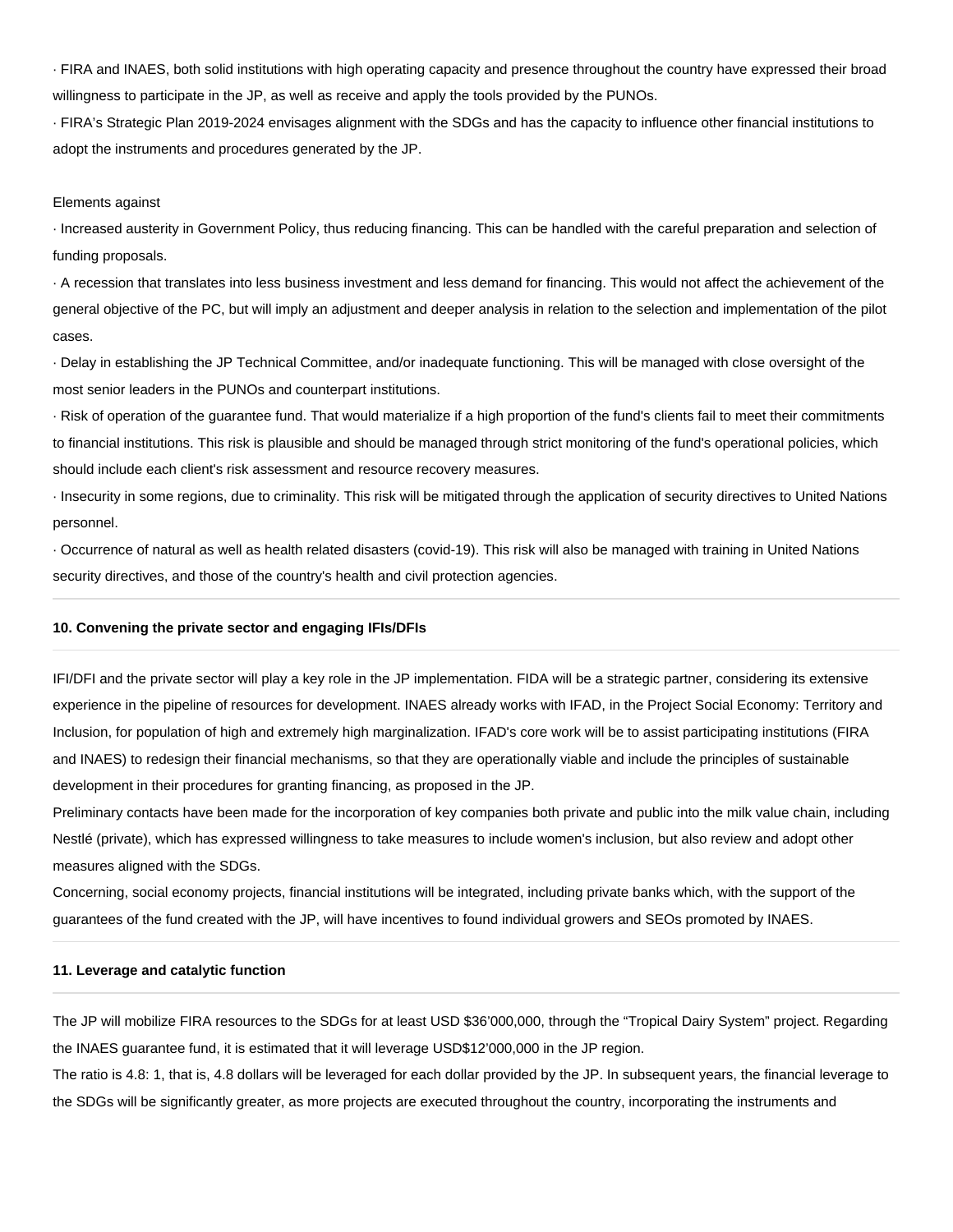· FIRA and INAES, both solid institutions with high operating capacity and presence throughout the country have expressed their broad willingness to participate in the JP, as well as receive and apply the tools provided by the PUNOs.

· FIRA's Strategic Plan 2019-2024 envisages alignment with the SDGs and has the capacity to influence other financial institutions to adopt the instruments and procedures generated by the JP.

Elements against

· Increased austerity in Government Policy, thus reducing financing. This can be handled with the careful preparation and selection of funding proposals.

· A recession that translates into less business investment and less demand for financing. This would not affect the achievement of the general objective of the PC, but will imply an adjustment and deeper analysis in relation to the selection and implementation of the pilot cases.

· Delay in establishing the JP Technical Committee, and/or inadequate functioning. This will be managed with close oversight of the most senior leaders in the PUNOs and counterpart institutions.

· Risk of operation of the guarantee fund. That would materialize if a high proportion of the fund's clients fail to meet their commitments to financial institutions. This risk is plausible and should be managed through strict monitoring of the fund's operational policies, which should include each client's risk assessment and resource recovery measures.

· Insecurity in some regions, due to criminality. This risk will be mitigated through the application of security directives to United Nations personnel.

· Occurrence of natural as well as health related disasters (covid-19). This risk will also be managed with training in United Nations security directives, and those of the country's health and civil protection agencies.

**10. Convening the private sector and engaging IFIs/DFIs**

IFI/DFI and the private sector will play a key role in the JP implementation. FIDA will be a strategic partner, considering its extensive experience in the pipeline of resources for development. INAES already works with IFAD, in the Project Social Economy: Territory and Inclusion, for population of high and extremely high marginalization. IFAD's core work will be to assist participating institutions (FIRA and INAES) to redesign their financial mechanisms, so that they are operationally viable and include the principles of sustainable development in their procedures for granting financing, as proposed in the JP.

Preliminary contacts have been made for the incorporation of key companies both private and public into the milk value chain, including Nestlé (private), which has expressed willingness to take measures to include women's inclusion, but also review and adopt other measures aligned with the SDGs.

Concerning, social economy projects, financial institutions will be integrated, including private banks which, with the support of the guarantees of the fund created with the JP, will have incentives to found individual growers and SEOs promoted by INAES.

**11. Leverage and catalytic function**

The JP will mobilize FIRA resources to the SDGs for at least USD $36'000,000, through the "Tropical Dairy System" project. Regarding the INAES guarantee fund, it is estimated that it will leverage USD$12'000,000 in the JP region.

The ratio is 4.8: 1, that is, 4.8 dollars will be leveraged for each dollar provided by the JP. In subsequent years, the financial leverage to the SDGs will be significantly greater, as more projects are executed throughout the country, incorporating the instruments and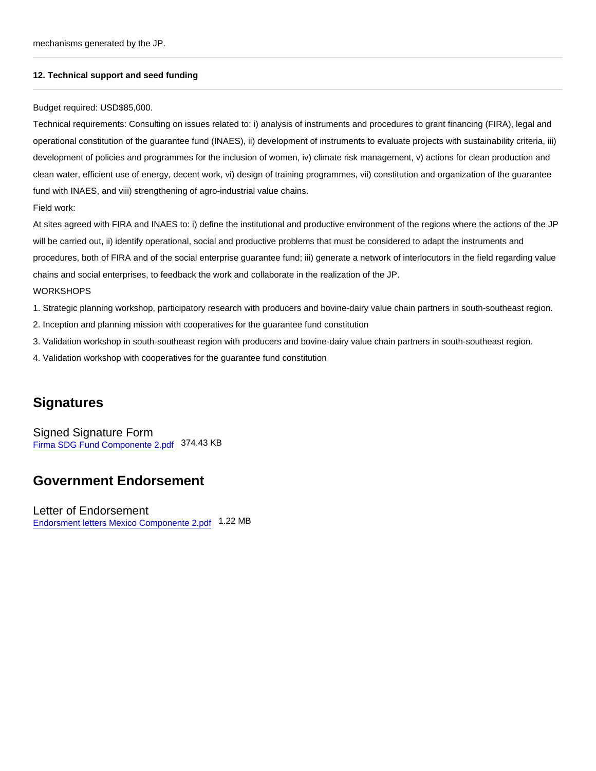mechanisms generated by the JP.

**12. Technical support and seed funding**

Budget required: USD$85,000.

Technical requirements: Consulting on issues related to: i) analysis of instruments and procedures to grant financing (FIRA), legal and operational constitution of the guarantee fund (INAES), ii) development of instruments to evaluate projects with sustainability criteria, iii) development of policies and programmes for the inclusion of women, iv) climate risk management, v) actions for clean production and clean water, efficient use of energy, decent work, vi) design of training programmes, vii) constitution and organization of the guarantee fund with INAES, and viii) strengthening of agro-industrial value chains.

Field work:

At sites agreed with FIRA and INAES to: i) define the institutional and productive environment of the regions where the actions of the JP will be carried out, ii) identify operational, social and productive problems that must be considered to adapt the instruments and procedures, both of FIRA and of the social enterprise guarantee fund; iii) generate a network of interlocutors in the field regarding value chains and social enterprises, to feedback the work and collaborate in the realization of the JP.

WORKSHOPS

1. Strategic planning workshop, participatory research with producers and bovine-dairy value chain partners in south-southeast region.
2. Inception and planning mission with cooperatives for the guarantee fund constitution
3. Validation workshop in south-southeast region with producers and bovine-dairy value chain partners in south-southeast region.
4. Validation workshop with cooperatives for the guarantee fund constitution

## Signatures

Signed Signature Form

Firma SDG Fund Componente 2.pdf 374.43 KB

## Government Endorsement

Letter of Endorsement

Endorsment letters Mexico Componente 2.pdf 1.22 MB